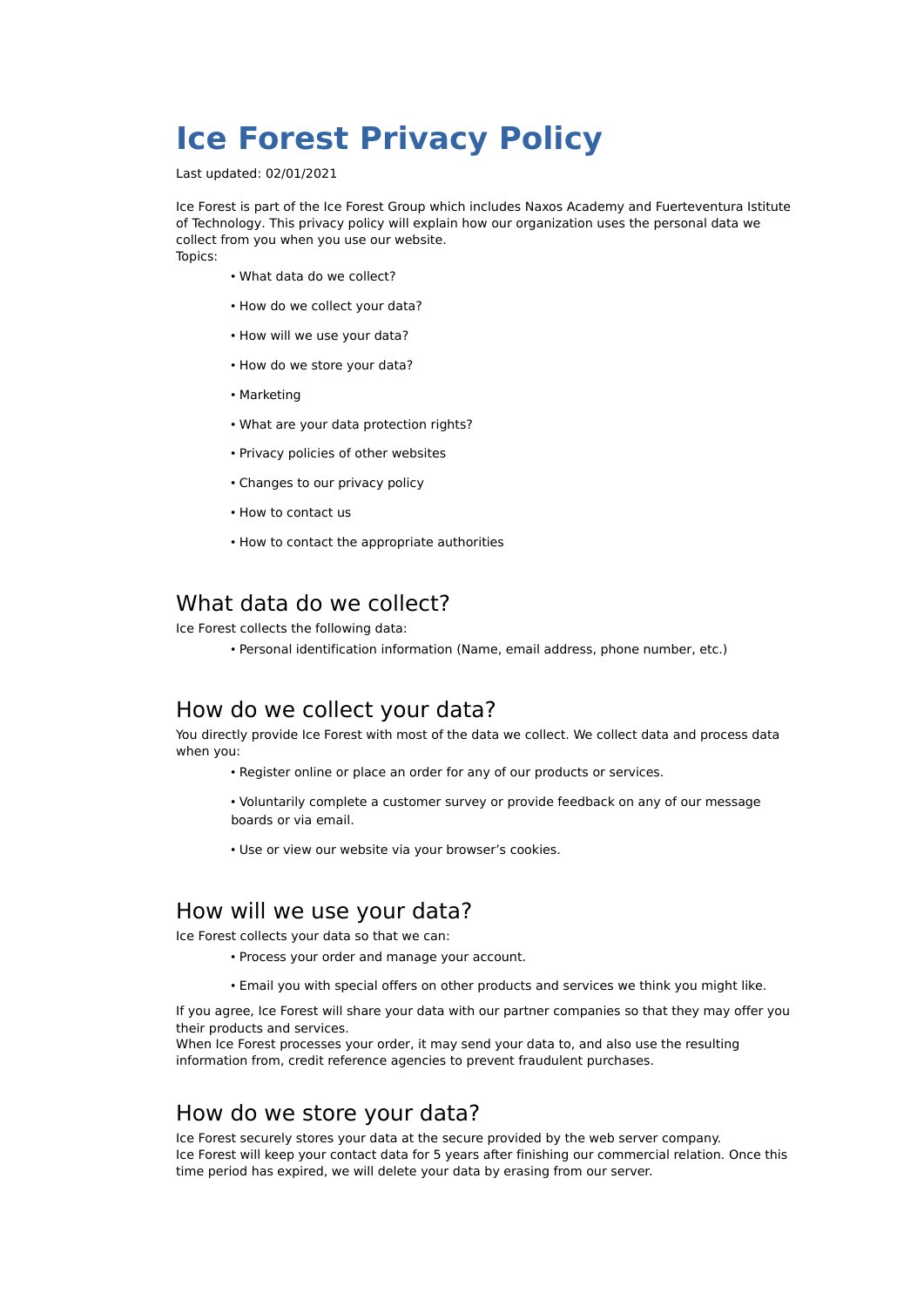# Ice Forest Privacy Policy

Last updated: 02/01/2021

Ice Forest is part of the Ice Forest Group which includes Naxos Academy and Fuerteventura Istitute of Technology. This privacy policy will explain how our organization uses the personal data we collect from you when you use our website.
Topics:

- What data do we collect?
- How do we collect your data?
- How will we use your data?
- How do we store your data?
- Marketing
- What are your data protection rights?
- Privacy policies of other websites
- Changes to our privacy policy
- How to contact us
- How to contact the appropriate authorities

## What data do we collect?

Ice Forest collects the following data:

- Personal identification information (Name, email address, phone number, etc.)

## How do we collect your data?

You directly provide Ice Forest with most of the data we collect. We collect data and process data when you:

- Register online or place an order for any of our products or services.
- Voluntarily complete a customer survey or provide feedback on any of our message boards or via email.
- Use or view our website via your browser's cookies.

## How will we use your data?

Ice Forest collects your data so that we can:

- Process your order and manage your account.
- Email you with special offers on other products and services we think you might like.

If you agree, Ice Forest will share your data with our partner companies so that they may offer you their products and services.
When Ice Forest processes your order, it may send your data to, and also use the resulting information from, credit reference agencies to prevent fraudulent purchases.

## How do we store your data?

Ice Forest securely stores your data at the secure provided by the web server company.
Ice Forest will keep your contact data for 5 years after finishing our commercial relation. Once this time period has expired, we will delete your data by erasing from our server.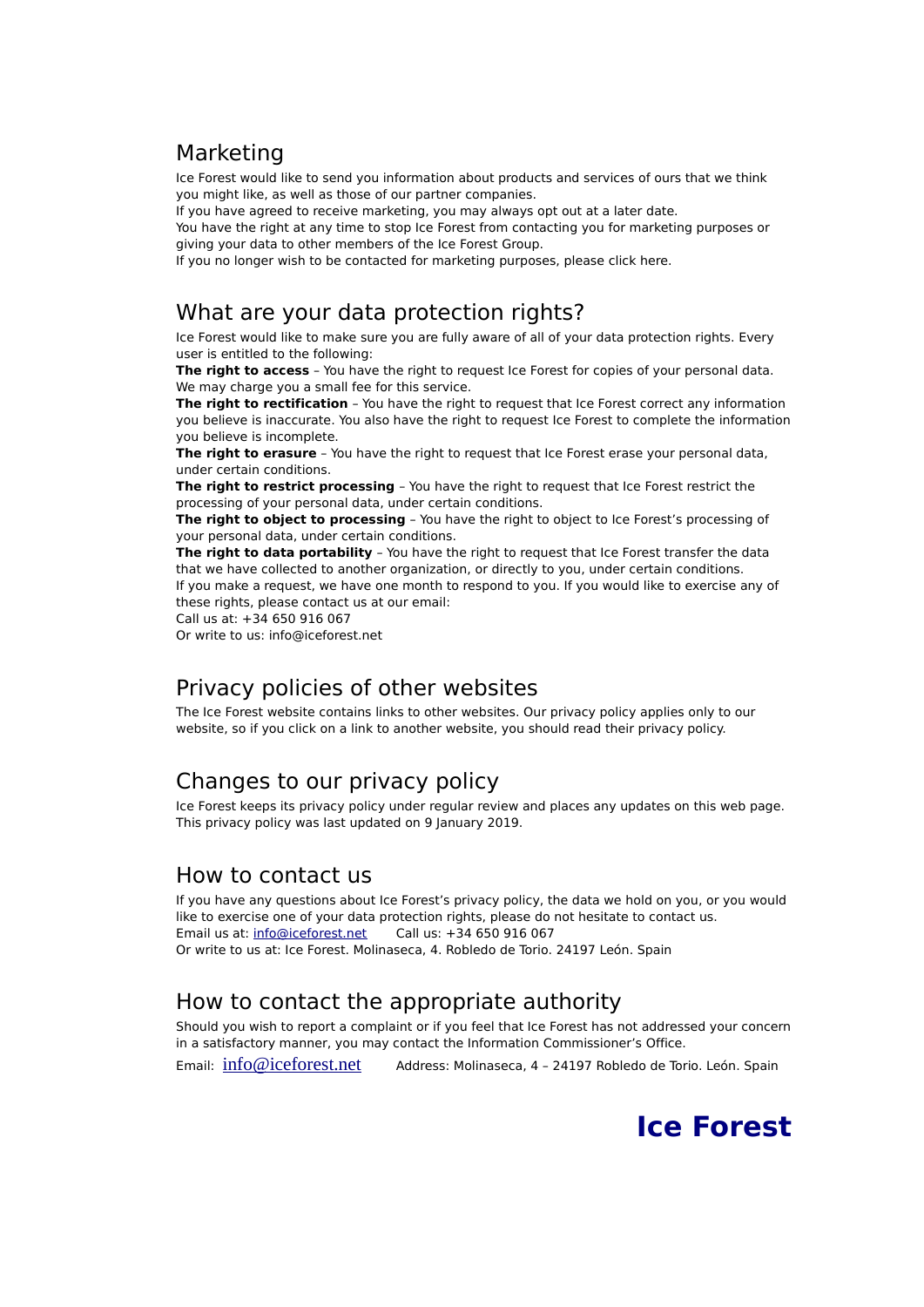## Marketing

Ice Forest would like to send you information about products and services of ours that we think you might like, as well as those of our partner companies.
If you have agreed to receive marketing, you may always opt out at a later date.
You have the right at any time to stop Ice Forest from contacting you for marketing purposes or giving your data to other members of the Ice Forest Group.
If you no longer wish to be contacted for marketing purposes, please click here.

## What are your data protection rights?

Ice Forest would like to make sure you are fully aware of all of your data protection rights. Every user is entitled to the following:
**The right to access** – You have the right to request Ice Forest for copies of your personal data. We may charge you a small fee for this service.
**The right to rectification** – You have the right to request that Ice Forest correct any information you believe is inaccurate. You also have the right to request Ice Forest to complete the information you believe is incomplete.
**The right to erasure** – You have the right to request that Ice Forest erase your personal data, under certain conditions.
**The right to restrict processing** – You have the right to request that Ice Forest restrict the processing of your personal data, under certain conditions.
**The right to object to processing** – You have the right to object to Ice Forest's processing of your personal data, under certain conditions.
**The right to data portability** – You have the right to request that Ice Forest transfer the data that we have collected to another organization, or directly to you, under certain conditions.
If you make a request, we have one month to respond to you. If you would like to exercise any of these rights, please contact us at our email:
Call us at: +34 650 916 067
Or write to us: info@iceforest.net

## Privacy policies of other websites

The Ice Forest website contains links to other websites. Our privacy policy applies only to our website, so if you click on a link to another website, you should read their privacy policy.

## Changes to our privacy policy

Ice Forest keeps its privacy policy under regular review and places any updates on this web page. This privacy policy was last updated on 9 January 2019.

## How to contact us

If you have any questions about Ice Forest's privacy policy, the data we hold on you, or you would like to exercise one of your data protection rights, please do not hesitate to contact us.
Email us at: info@iceforest.net Call us: +34 650 916 067
Or write to us at: Ice Forest. Molinaseca, 4. Robledo de Torio. 24197 León. Spain

## How to contact the appropriate authority

Should you wish to report a complaint or if you feel that Ice Forest has not addressed your concern in a satisfactory manner, you may contact the Information Commissioner's Office.
Email: info@iceforest.net Address: Molinaseca, 4 – 24197 Robledo de Torio. León. Spain

**Ice Forest**